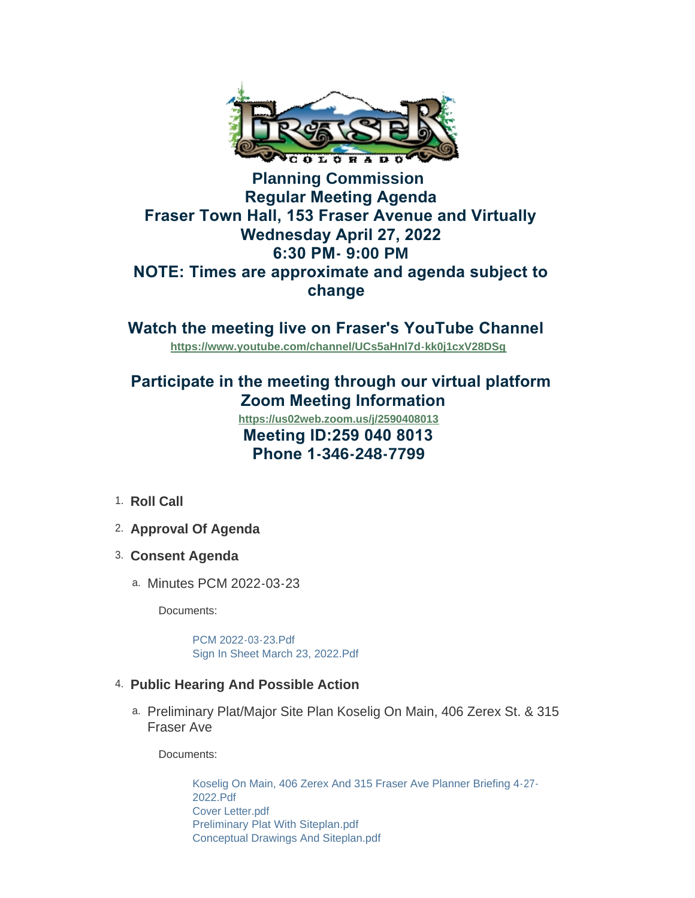# Planning Commission
## Regular Meeting Agenda
## Fraser Town Hall, 153 Fraser Avenue and Virtually
## Wednesday April 27, 2022
## 6:30 PM- 9:00 PM
## NOTE: Times are approximate and agenda subject to change

## Watch the meeting live on Fraser's YouTube Channel

https://www.youtube.com/channel/UCs5aHnl7d-kk0j1cxV28DSg

## Participate in the meeting through our virtual platform
## Zoom Meeting Information

https://us02web.zoom.us/j/2590408013

**Meeting ID:259 040 8013**

**Phone 1-346-248-7799**

1. **Roll Call**
2. **Approval Of Agenda**
3. **Consent Agenda**
   a. Minutes PCM 2022-03-23

      Documents:

      PCM 2022-03-23.Pdf
      Sign In Sheet March 23, 2022.Pdf

4. **Public Hearing And Possible Action**
   a. Preliminary Plat/Major Site Plan Koselig On Main, 406 Zerex St. & 315 Fraser Ave

      Documents:

      Koselig On Main, 406 Zerex And 315 Fraser Ave Planner Briefing 4-27-2022.Pdf
      Cover Letter.pdf
      Preliminary Plat With Siteplan.pdf
      Conceptual Drawings And Siteplan.pdf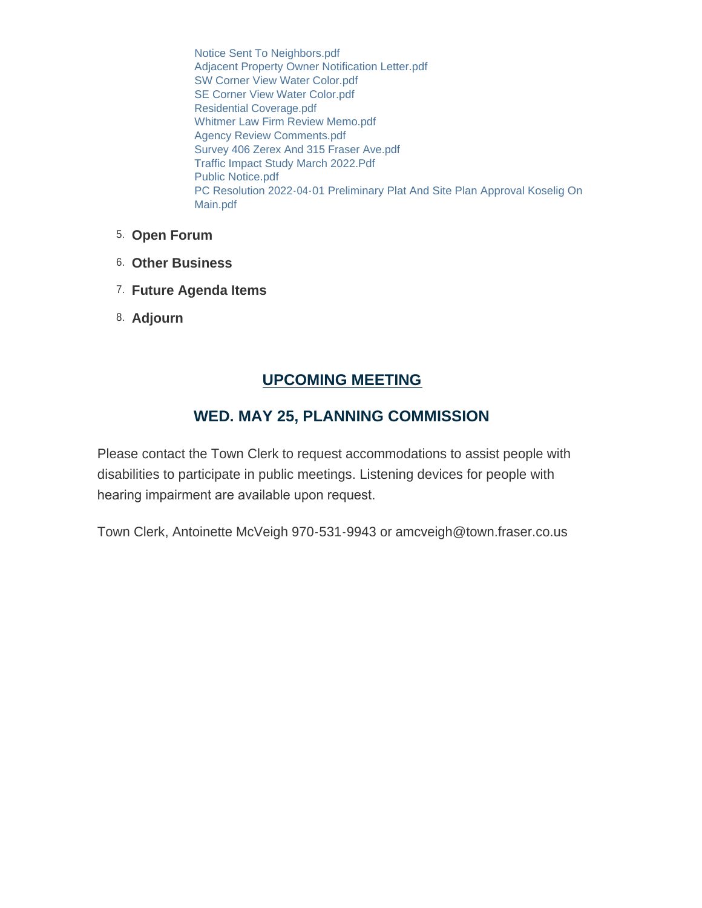Notice Sent To Neighbors.pdf
Adjacent Property Owner Notification Letter.pdf
SW Corner View Water Color.pdf
SE Corner View Water Color.pdf
Residential Coverage.pdf
Whitmer Law Firm Review Memo.pdf
Agency Review Comments.pdf
Survey 406 Zerex And 315 Fraser Ave.pdf
Traffic Impact Study March 2022.Pdf
Public Notice.pdf
PC Resolution 2022-04-01 Preliminary Plat And Site Plan Approval Koselig On Main.pdf

5. **Open Forum**
6. **Other Business**
7. **Future Agenda Items**
8. **Adjourn**

## UPCOMING MEETING

## WED. MAY 25, PLANNING COMMISSION

Please contact the Town Clerk to request accommodations to assist people with disabilities to participate in public meetings. Listening devices for people with hearing impairment are available upon request.

Town Clerk, Antoinette McVeigh 970-531-9943 or amcveigh@town.fraser.co.us